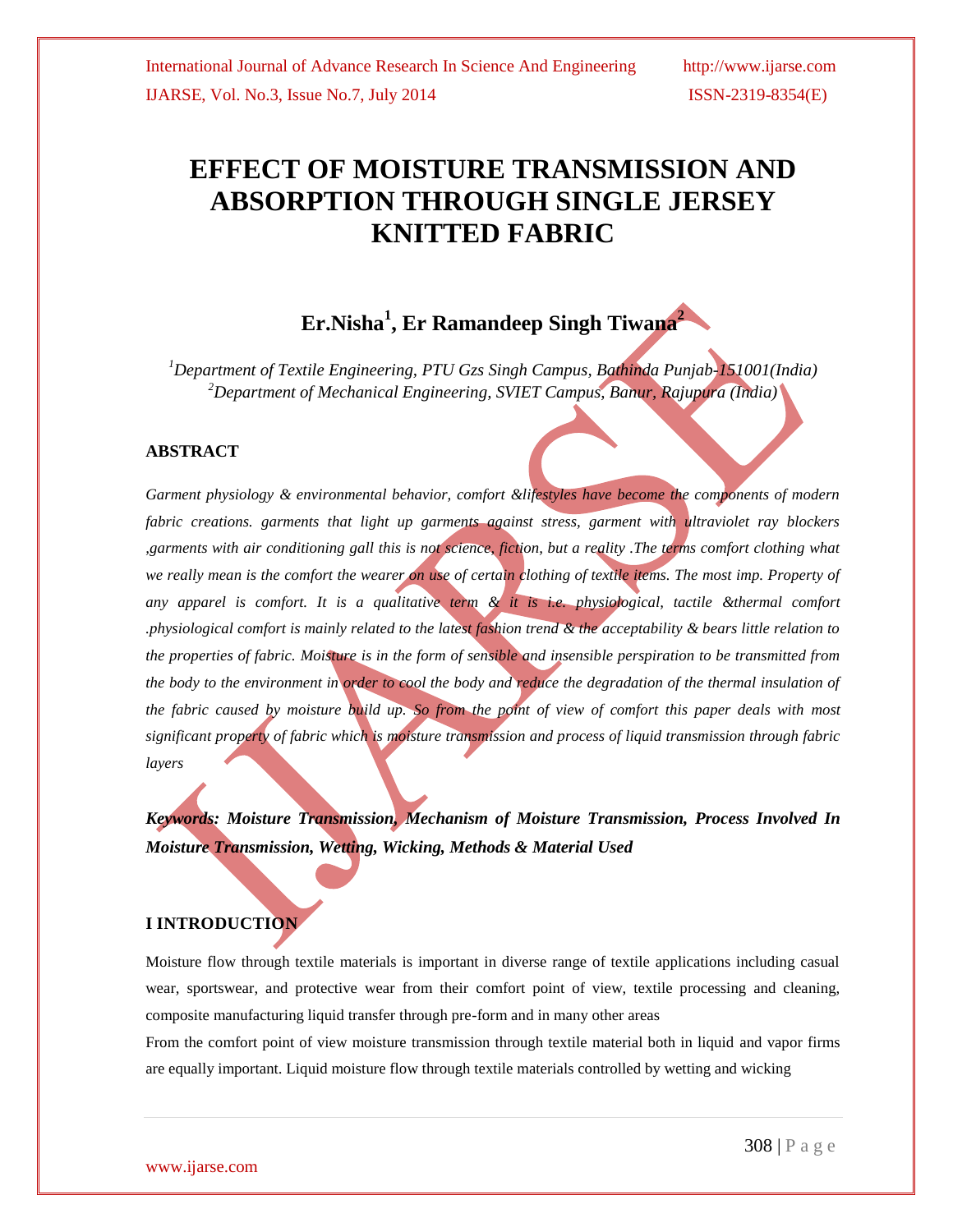# EFFECT OF MOISTURE TRANSMISSION AND ABSORPTION THROUGH SINGLE JERSEY KNITTED FABRIC

**Er.Nisha[1], Er Ramandeep Singh Tiwana[2]**

*[1]Department of Textile Engineering, PTU Gzs Singh Campus, Bathinda Punjab-151001(India)*
*[2]Department of Mechanical Engineering, SVIET Campus, Banur, Rajupura (India)*

## ABSTRACT

*Garment physiology & environmental behavior, comfort &lifestyles have become the components of modern fabric creations. garments that light up garments against stress, garment with ultraviolet ray blockers ,garments with air conditioning gall this is not science, fiction, but a reality .The terms comfort clothing what we really mean is the comfort the wearer on use of certain clothing of textile items. The most imp. Property of any apparel is comfort. It is a qualitative term & it is i.e. physiological, tactile &thermal comfort .physiological comfort is mainly related to the latest fashion trend & the acceptability & bears little relation to the properties of fabric. Moisture is in the form of sensible and insensible perspiration to be transmitted from the body to the environment in order to cool the body and reduce the degradation of the thermal insulation of the fabric caused by moisture build up. So from the point of view of comfort this paper deals with most significant property of fabric which is moisture transmission and process of liquid transmission through fabric layers*

***Keywords: Moisture Transmission, Mechanism of Moisture Transmission, Process Involved In Moisture Transmission, Wetting, Wicking, Methods & Material Used***

## I INTRODUCTION

Moisture flow through textile materials is important in diverse range of textile applications including casual wear, sportswear, and protective wear from their comfort point of view, textile processing and cleaning, composite manufacturing liquid transfer through pre-form and in many other areas

From the comfort point of view moisture transmission through textile material both in liquid and vapor firms are equally important. Liquid moisture flow through textile materials controlled by wetting and wicking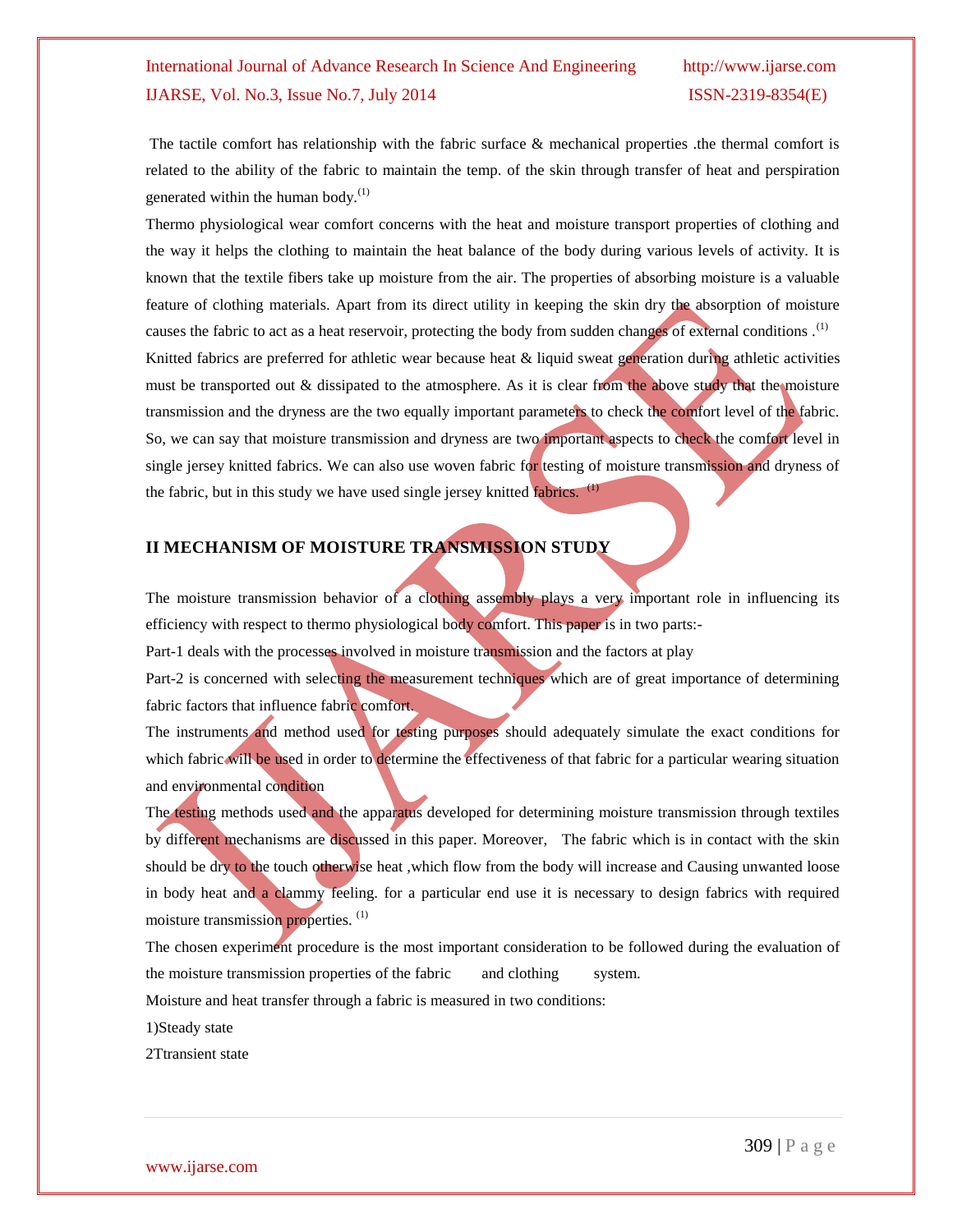The tactile comfort has relationship with the fabric surface & mechanical properties .the thermal comfort is related to the ability of the fabric to maintain the temp. of the skin through transfer of heat and perspiration generated within the human body.[1]

Thermo physiological wear comfort concerns with the heat and moisture transport properties of clothing and the way it helps the clothing to maintain the heat balance of the body during various levels of activity. It is known that the textile fibers take up moisture from the air. The properties of absorbing moisture is a valuable feature of clothing materials. Apart from its direct utility in keeping the skin dry the absorption of moisture causes the fabric to act as a heat reservoir, protecting the body from sudden changes of external conditions .[1]

Knitted fabrics are preferred for athletic wear because heat & liquid sweat generation during athletic activities must be transported out & dissipated to the atmosphere. As it is clear from the above study that the moisture transmission and the dryness are the two equally important parameters to check the comfort level of the fabric. So, we can say that moisture transmission and dryness are two important aspects to check the comfort level in single jersey knitted fabrics. We can also use woven fabric for testing of moisture transmission and dryness of the fabric, but in this study we have used single jersey knitted fabrics. [1]

## II MECHANISM OF MOISTURE TRANSMISSION STUDY

The moisture transmission behavior of a clothing assembly plays a very important role in influencing its efficiency with respect to thermo physiological body comfort. This paper is in two parts:-

Part-1 deals with the processes involved in moisture transmission and the factors at play

Part-2 is concerned with selecting the measurement techniques which are of great importance of determining fabric factors that influence fabric comfort.

The instruments and method used for testing purposes should adequately simulate the exact conditions for which fabric will be used in order to determine the effectiveness of that fabric for a particular wearing situation and environmental condition

The testing methods used and the apparatus developed for determining moisture transmission through textiles by different mechanisms are discussed in this paper. Moreover, The fabric which is in contact with the skin should be dry to the touch otherwise heat ,which flow from the body will increase and Causing unwanted loose in body heat and a clammy feeling. for a particular end use it is necessary to design fabrics with required moisture transmission properties. [1]

The chosen experiment procedure is the most important consideration to be followed during the evaluation of the moisture transmission properties of the fabric and clothing system.

Moisture and heat transfer through a fabric is measured in two conditions:

1)Steady state

2Ttransient state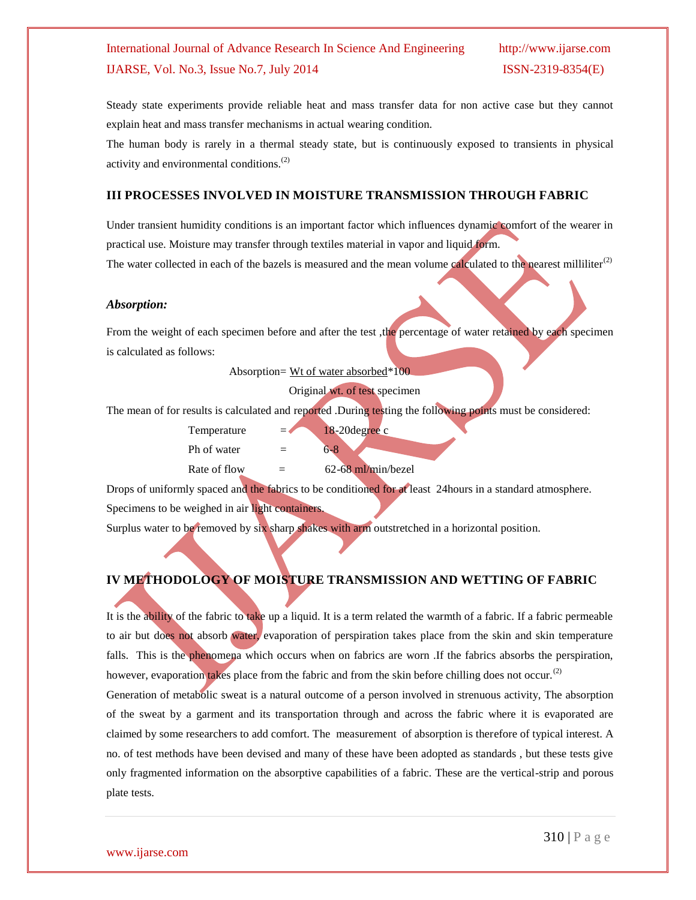Steady state experiments provide reliable heat and mass transfer data for non active case but they cannot explain heat and mass transfer mechanisms in actual wearing condition.

The human body is rarely in a thermal steady state, but is continuously exposed to transients in physical activity and environmental conditions.[2]

## III PROCESSES INVOLVED IN MOISTURE TRANSMISSION THROUGH FABRIC

Under transient humidity conditions is an important factor which influences dynamic comfort of the wearer in practical use. Moisture may transfer through textiles material in vapor and liquid form.

The water collected in each of the bazels is measured and the mean volume calculated to the nearest milliliter[2]

### *Absorption:*

From the weight of each specimen before and after the test ,the percentage of water retained by each specimen is calculated as follows:

$$\text{Absorption} = \frac{\text{Wt of water absorbed}}{\text{Original wt. of test specimen}} * 100$$

The mean of for results is calculated and reported .During testing the following points must be considered:

| | | |
|---|---|---|
| Temperature | = | 18-20degree c |
| Ph of water | = | 6-8 |
| Rate of flow | = | 62-68 ml/min/bezel |

Drops of uniformly spaced and the fabrics to be conditioned for at least 24hours in a standard atmosphere.

Specimens to be weighed in air light containers.

Surplus water to be removed by six sharp shakes with arm outstretched in a horizontal position.

## IV METHODOLOGY OF MOISTURE TRANSMISSION AND WETTING OF FABRIC

It is the ability of the fabric to take up a liquid. It is a term related the warmth of a fabric. If a fabric permeable to air but does not absorb water, evaporation of perspiration takes place from the skin and skin temperature falls. This is the phenomena which occurs when on fabrics are worn .If the fabrics absorbs the perspiration, however, evaporation takes place from the fabric and from the skin before chilling does not occur.[2]

Generation of metabolic sweat is a natural outcome of a person involved in strenuous activity, The absorption of the sweat by a garment and its transportation through and across the fabric where it is evaporated are claimed by some researchers to add comfort. The measurement of absorption is therefore of typical interest. A no. of test methods have been devised and many of these have been adopted as standards , but these tests give only fragmented information on the absorptive capabilities of a fabric. These are the vertical-strip and porous plate tests.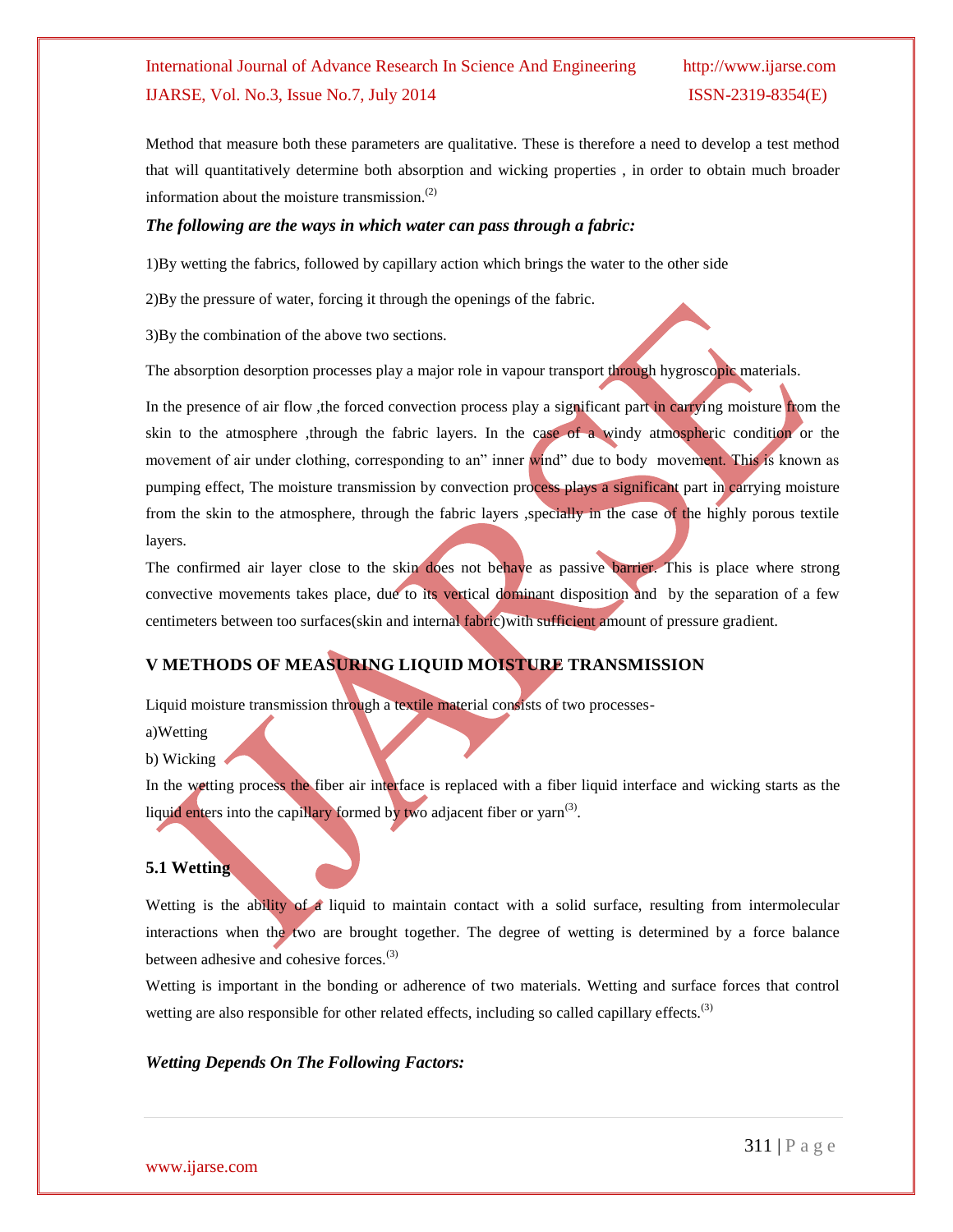Method that measure both these parameters are qualitative. These is therefore a need to develop a test method that will quantitatively determine both absorption and wicking properties , in order to obtain much broader information about the moisture transmission.[2]

***The following are the ways in which water can pass through a fabric:***

1)By wetting the fabrics, followed by capillary action which brings the water to the other side

2)By the pressure of water, forcing it through the openings of the fabric.

3)By the combination of the above two sections.

The absorption desorption processes play a major role in vapour transport through hygroscopic materials.

In the presence of air flow ,the forced convection process play a significant part in carrying moisture from the skin to the atmosphere ,through the fabric layers. In the case of a windy atmospheric condition or the movement of air under clothing, corresponding to an" inner wind" due to body movement. This is known as pumping effect, The moisture transmission by convection process plays a significant part in carrying moisture from the skin to the atmosphere, through the fabric layers ,specially in the case of the highly porous textile layers.

The confirmed air layer close to the skin does not behave as passive barrier. This is place where strong convective movements takes place, due to its vertical dominant disposition and by the separation of a few centimeters between too surfaces(skin and internal fabric)with sufficient amount of pressure gradient.

## V METHODS OF MEASURING LIQUID MOISTURE TRANSMISSION

Liquid moisture transmission through a textile material consists of two processes-

a)Wetting

b) Wicking

In the wetting process the fiber air interface is replaced with a fiber liquid interface and wicking starts as the liquid enters into the capillary formed by two adjacent fiber or yarn[3].

### 5.1 Wetting

Wetting is the ability of a liquid to maintain contact with a solid surface, resulting from intermolecular interactions when the two are brought together. The degree of wetting is determined by a force balance between adhesive and cohesive forces.[3]

Wetting is important in the bonding or adherence of two materials. Wetting and surface forces that control wetting are also responsible for other related effects, including so called capillary effects.[3]

***Wetting Depends On The Following Factors:***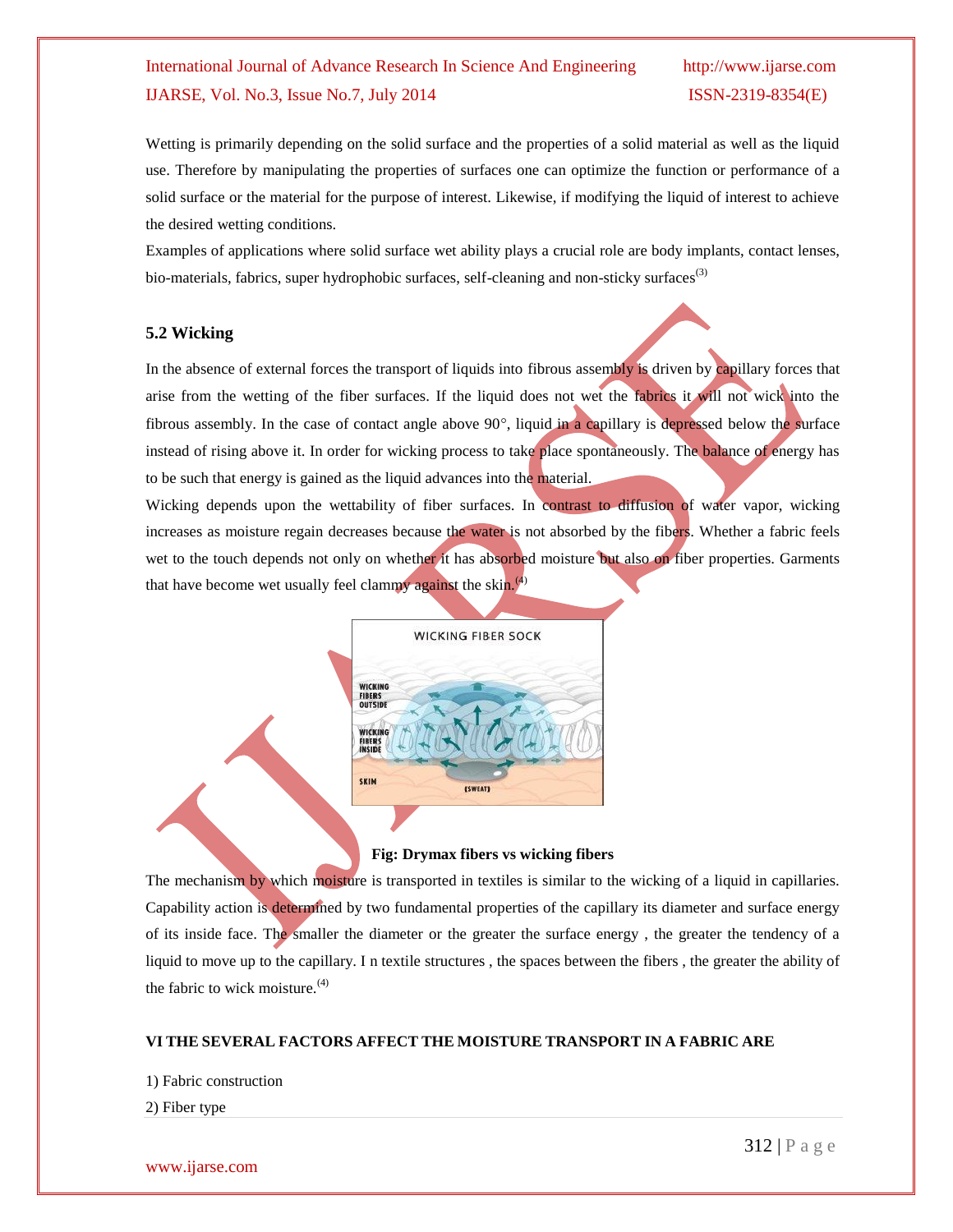Wetting is primarily depending on the solid surface and the properties of a solid material as well as the liquid use. Therefore by manipulating the properties of surfaces one can optimize the function or performance of a solid surface or the material for the purpose of interest. Likewise, if modifying the liquid of interest to achieve the desired wetting conditions.

Examples of applications where solid surface wet ability plays a crucial role are body implants, contact lenses, bio-materials, fabrics, super hydrophobic surfaces, self-cleaning and non-sticky surfaces[3]

### 5.2 Wicking

In the absence of external forces the transport of liquids into fibrous assembly is driven by capillary forces that arise from the wetting of the fiber surfaces. If the liquid does not wet the fabrics it will not wick into the fibrous assembly. In the case of contact angle above 90°, liquid in a capillary is depressed below the surface instead of rising above it. In order for wicking process to take place spontaneously. The balance of energy has to be such that energy is gained as the liquid advances into the material.

Wicking depends upon the wettability of fiber surfaces. In contrast to diffusion of water vapor, wicking increases as moisture regain decreases because the water is not absorbed by the fibers. Whether a fabric feels wet to the touch depends not only on whether it has absorbed moisture but also on fiber properties. Garments that have become wet usually feel clammy against the skin.[4]

**Fig: Drymax fibers vs wicking fibers**

The mechanism by which moisture is transported in textiles is similar to the wicking of a liquid in capillaries. Capability action is determined by two fundamental properties of the capillary its diameter and surface energy of its inside face. The smaller the diameter or the greater the surface energy , the greater the tendency of a liquid to move up to the capillary. I n textile structures , the spaces between the fibers , the greater the ability of the fabric to wick moisture.[4]

### VI THE SEVERAL FACTORS AFFECT THE MOISTURE TRANSPORT IN A FABRIC ARE

1) Fabric construction
2) Fiber type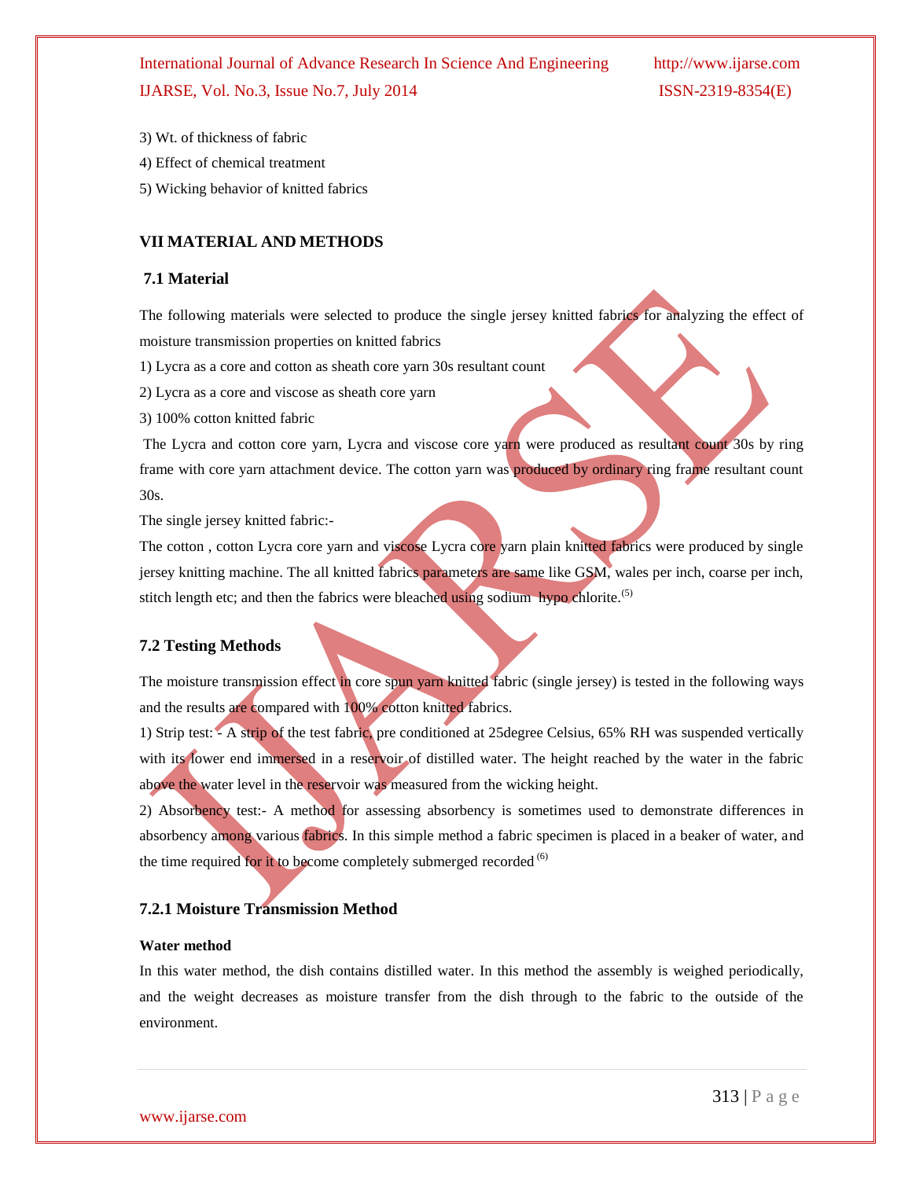3) Wt. of thickness of fabric

4) Effect of chemical treatment

5) Wicking behavior of knitted fabrics

## VII MATERIAL AND METHODS

### 7.1 Material

The following materials were selected to produce the single jersey knitted fabrics for analyzing the effect of moisture transmission properties on knitted fabrics

1) Lycra as a core and cotton as sheath core yarn 30s resultant count

2) Lycra as a core and viscose as sheath core yarn

3) 100% cotton knitted fabric

The Lycra and cotton core yarn, Lycra and viscose core yarn were produced as resultant count 30s by ring frame with core yarn attachment device. The cotton yarn was produced by ordinary ring frame resultant count 30s.

The single jersey knitted fabric:-

The cotton , cotton Lycra core yarn and viscose Lycra core yarn plain knitted fabrics were produced by single jersey knitting machine. The all knitted fabrics parameters are same like GSM, wales per inch, coarse per inch, stitch length etc; and then the fabrics were bleached using sodium hypo chlorite.[5]

### 7.2 Testing Methods

The moisture transmission effect in core spun yarn knitted fabric (single jersey) is tested in the following ways and the results are compared with 100% cotton knitted fabrics.

1) Strip test: - A strip of the test fabric, pre conditioned at 25degree Celsius, 65% RH was suspended vertically with its lower end immersed in a reservoir of distilled water. The height reached by the water in the fabric above the water level in the reservoir was measured from the wicking height.

2) Absorbency test:- A method for assessing absorbency is sometimes used to demonstrate differences in absorbency among various fabrics. In this simple method a fabric specimen is placed in a beaker of water, and the time required for it to become completely submerged recorded [6]

### 7.2.1 Moisture Transmission Method

**Water method**

In this water method, the dish contains distilled water. In this method the assembly is weighed periodically, and the weight decreases as moisture transfer from the dish through to the fabric to the outside of the environment.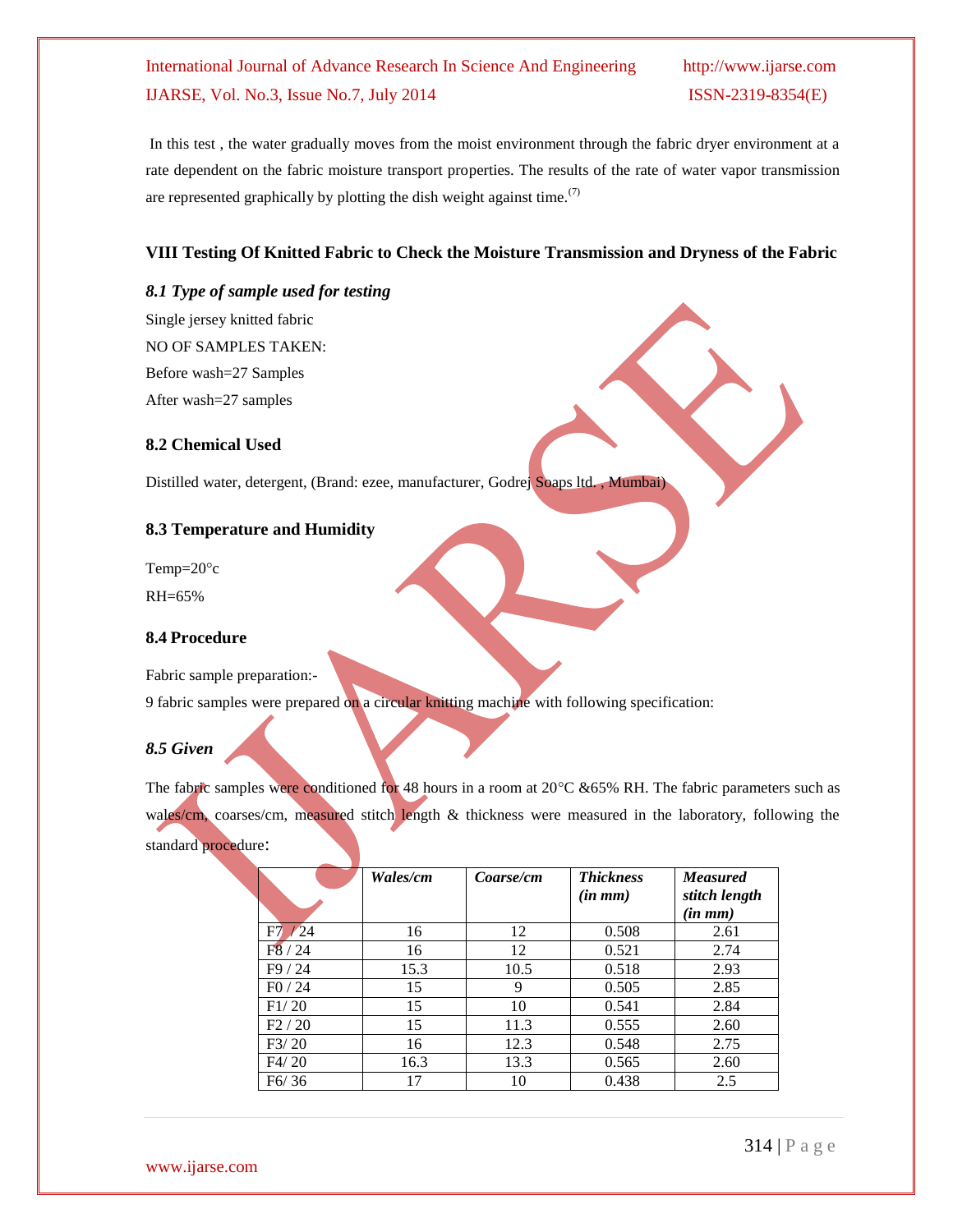In this test , the water gradually moves from the moist environment through the fabric dryer environment at a rate dependent on the fabric moisture transport properties. The results of the rate of water vapor transmission are represented graphically by plotting the dish weight against time.[7]

## VIII Testing Of Knitted Fabric to Check the Moisture Transmission and Dryness of the Fabric

### *8.1 Type of sample used for testing*

Single jersey knitted fabric

NO OF SAMPLES TAKEN:

Before wash=27 Samples

After wash=27 samples

### 8.2 Chemical Used

Distilled water, detergent, (Brand: ezee, manufacturer, Godrej Soaps ltd. , Mumbai)

### 8.3 Temperature and Humidity

Temp=20°c

RH=65%

### 8.4 Procedure

Fabric sample preparation:-

9 fabric samples were prepared on a circular knitting machine with following specification:

### *8.5 Given*

The fabric samples were conditioned for 48 hours in a room at 20°C &65% RH. The fabric parameters such as wales/cm, coarses/cm, measured stitch length & thickness were measured in the laboratory, following the standard procedure:

| | *Wales/cm* | *Coarse/cm* | *Thickness (in mm)* | *Measured stitch length (in mm)* |
|---|---|---|---|---|
| F7 / 24 | 16 | 12 | 0.508 | 2.61 |
| F8 / 24 | 16 | 12 | 0.521 | 2.74 |
| F9 / 24 | 15.3 | 10.5 | 0.518 | 2.93 |
| F0 / 24 | 15 | 9 | 0.505 | 2.85 |
| F1/ 20 | 15 | 10 | 0.541 | 2.84 |
| F2 / 20 | 15 | 11.3 | 0.555 | 2.60 |
| F3/ 20 | 16 | 12.3 | 0.548 | 2.75 |
| F4/ 20 | 16.3 | 13.3 | 0.565 | 2.60 |
| F6/ 36 | 17 | 10 | 0.438 | 2.5 |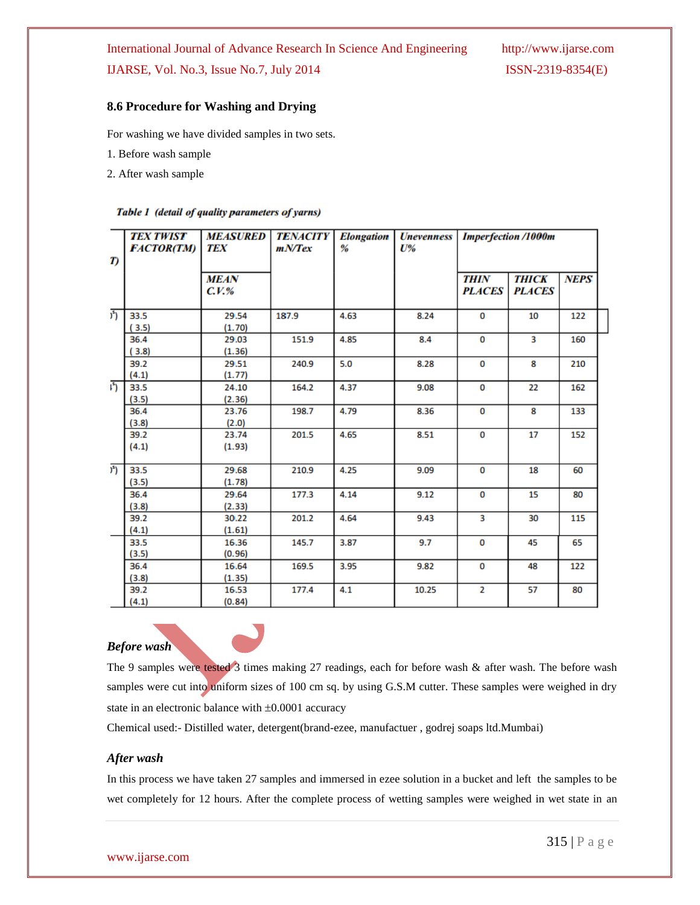### 8.6 Procedure for Washing and Drying

For washing we have divided samples in two sets.

1. Before wash sample
2. After wash sample

*Table 1 (detail of quality parameters of yarns)*

| T) | TEX TWIST FACTOR(TM) | MEASURED TEX MEAN C.V.% | TENACITY mN/Tex | Elongation % | Unevenness U% | Imperfection /1000m THIN PLACES | THICK PLACES | NEPS |
|---|---|---|---|---|---|---|---|---|
| )⁵) | 33.5 ( 3.5) | 29.54 (1.70) | 187.9 | 4.63 | 8.24 | 0 | 10 | 122 |
| | 36.4 ( 3.8) | 29.03 (1.36) | 151.9 | 4.85 | 8.4 | 0 | 3 | 160 |
| | 39.2 (4.1) | 29.51 (1.77) | 240.9 | 5.0 | 8.28 | 0 | 8 | 210 |
| ⁱ⁵) | 33.5 (3.5) | 24.10 (2.36) | 164.2 | 4.37 | 9.08 | 0 | 22 | 162 |
| | 36.4 (3.8) | 23.76 (2.0) | 198.7 | 4.79 | 8.36 | 0 | 8 | 133 |
| | 39.2 (4.1) | 23.74 (1.93) | 201.5 | 4.65 | 8.51 | 0 | 17 | 152 |
| )⁵) | 33.5 (3.5) | 29.68 (1.78) | 210.9 | 4.25 | 9.09 | 0 | 18 | 60 |
| | 36.4 (3.8) | 29.64 (2.33) | 177.3 | 4.14 | 9.12 | 0 | 15 | 80 |
| | 39.2 (4.1) | 30.22 (1.61) | 201.2 | 4.64 | 9.43 | 3 | 30 | 115 |
| | 33.5 (3.5) | 16.36 (0.96) | 145.7 | 3.87 | 9.7 | 0 | 45 | 65 |
| | 36.4 (3.8) | 16.64 (1.35) | 169.5 | 3.95 | 9.82 | 0 | 48 | 122 |
| | 39.2 (4.1) | 16.53 (0.84) | 177.4 | 4.1 | 10.25 | 2 | 57 | 80 |

### *Before wash*

The 9 samples were tested 3 times making 27 readings, each for before wash & after wash. The before wash samples were cut into uniform sizes of 100 cm sq. by using G.S.M cutter. These samples were weighed in dry state in an electronic balance with ±0.0001 accuracy

Chemical used:- Distilled water, detergent(brand-ezee, manufactuer , godrej soaps ltd.Mumbai)

### *After wash*

In this process we have taken 27 samples and immersed in ezee solution in a bucket and left the samples to be wet completely for 12 hours. After the complete process of wetting samples were weighed in wet state in an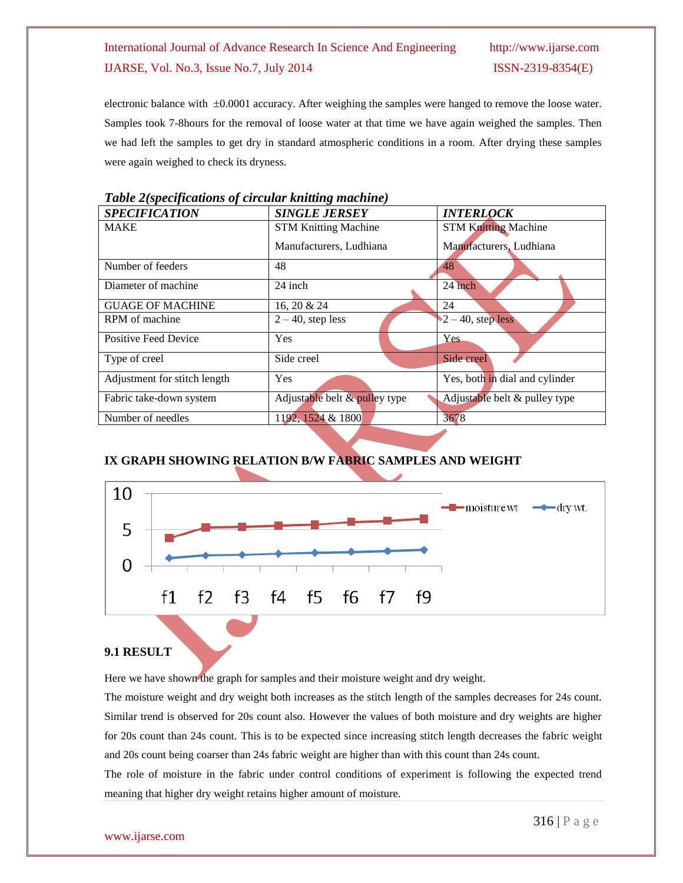electronic balance with ±0.0001 accuracy. After weighing the samples were hanged to remove the loose water. Samples took 7-8hours for the removal of loose water at that time we have again weighed the samples. Then we had left the samples to get dry in standard atmospheric conditions in a room. After drying these samples were again weighed to check its dryness.

***Table 2(specifications of circular knitting machine)***

| ***SPECIFICATION*** | ***SINGLE JERSEY*** | ***INTERLOCK*** |
|---|---|---|
| MAKE | STM Knitting Machine Manufacturers, Ludhiana | STM Knitting Machine Manufacturers, Ludhiana |
| Number of feeders | 48 | 48 |
| Diameter of machine | 24 inch | 24 inch |
| GUAGE OF MACHINE | 16, 20 & 24 | 24 |
| RPM of machine | 2 – 40, step less | 2 – 40, step less |
| Positive Feed Device | Yes | Yes |
| Type of creel | Side creel | Side creel |
| Adjustment for stitch length | Yes | Yes, both in dial and cylinder |
| Fabric take-down system | Adjustable belt & pulley type | Adjustable belt & pulley type |
| Number of needles | 1192, 1524 & 1800 | 3678 |

**IX GRAPH SHOWING RELATION B/W FABRIC SAMPLES AND WEIGHT**

**9.1 RESULT**

Here we have shown the graph for samples and their moisture weight and dry weight.

The moisture weight and dry weight both increases as the stitch length of the samples decreases for 24s count. Similar trend is observed for 20s count also. However the values of both moisture and dry weights are higher for 20s count than 24s count. This is to be expected since increasing stitch length decreases the fabric weight and 20s count being coarser than 24s fabric weight are higher than with this count than 24s count.

The role of moisture in the fabric under control conditions of experiment is following the expected trend meaning that higher dry weight retains higher amount of moisture.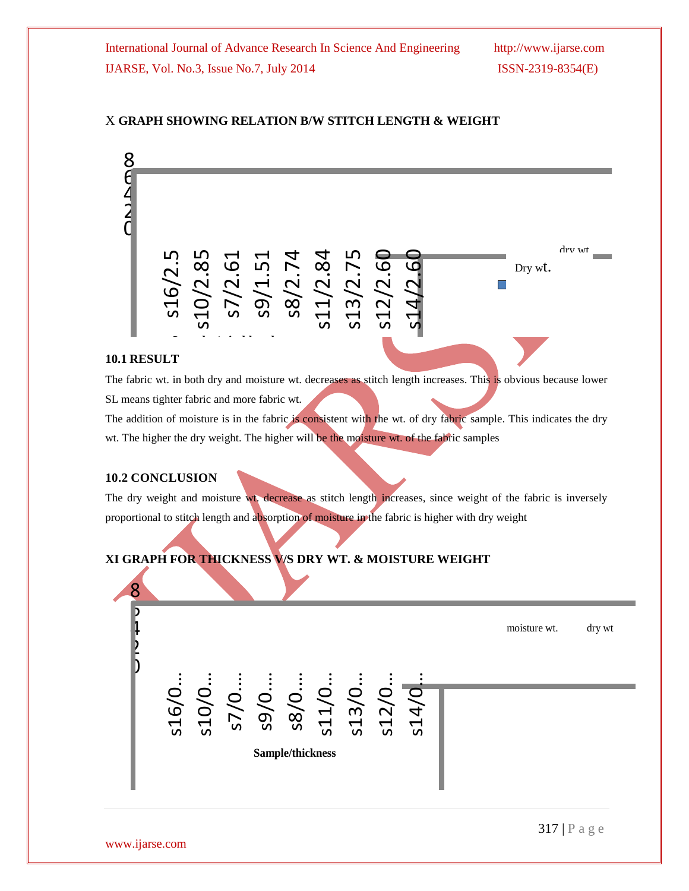## X GRAPH SHOWING RELATION B/W STITCH LENGTH & WEIGHT

8
6
4
2
0

s16/2.5 s10/2.85 s7/2.61 s9/1.51 s8/2.74 s11/2.84 s13/2.75 s12/2.60 s14/2.60

dry wt

Dry wt.

### 10.1 RESULT

The fabric wt. in both dry and moisture wt. decreases as stitch length increases. This is obvious because lower SL means tighter fabric and more fabric wt.

The addition of moisture is in the fabric is consistent with the wt. of dry fabric sample. This indicates the dry wt. The higher the dry weight. The higher will be the moisture wt. of the fabric samples

### 10.2 CONCLUSION

The dry weight and moisture wt. decrease as stitch length increases, since weight of the fabric is inversely proportional to stitch length and absorption of moisture in the fabric is higher with dry weight

## XI GRAPH FOR THICKNESS V/S DRY WT. & MOISTURE WEIGHT

8
6
4
2
0

moisture wt. dry wt

s16/0… s10/0… s7/0… s9/0… s8/0… s11/0… s13/0… s12/0… s14/0…

**Sample/thickness**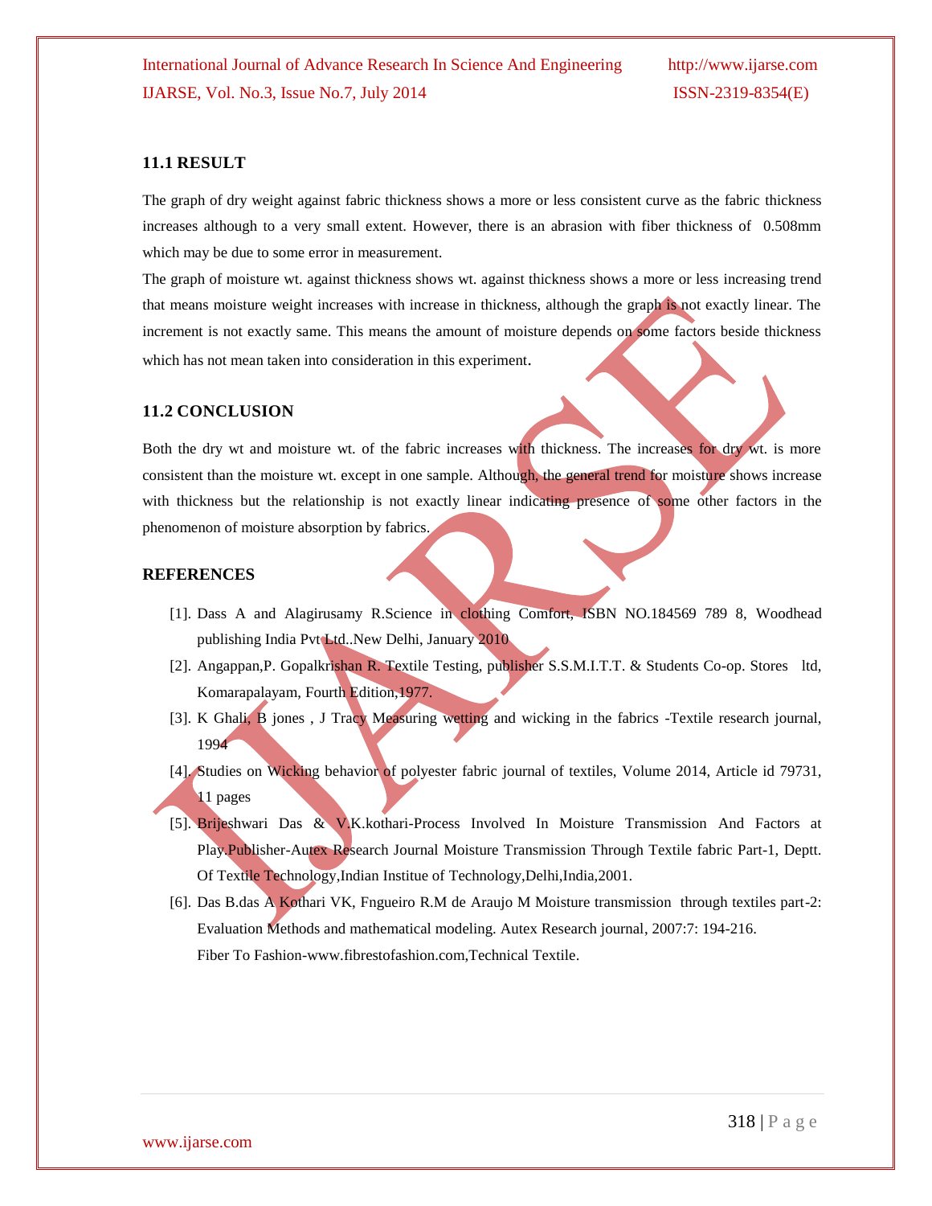### 11.1 RESULT

The graph of dry weight against fabric thickness shows a more or less consistent curve as the fabric thickness increases although to a very small extent. However, there is an abrasion with fiber thickness of 0.508mm which may be due to some error in measurement.

The graph of moisture wt. against thickness shows wt. against thickness shows a more or less increasing trend that means moisture weight increases with increase in thickness, although the graph is not exactly linear. The increment is not exactly same. This means the amount of moisture depends on some factors beside thickness which has not mean taken into consideration in this experiment.

### 11.2 CONCLUSION

Both the dry wt and moisture wt. of the fabric increases with thickness. The increases for dry wt. is more consistent than the moisture wt. except in one sample. Although, the general trend for moisture shows increase with thickness but the relationship is not exactly linear indicating presence of some other factors in the phenomenon of moisture absorption by fabrics.

### REFERENCES

[1]. Dass A and Alagirusamy R.Science in clothing Comfort, ISBN NO.184569 789 8, Woodhead publishing India Pvt Ltd..New Delhi, January 2010

[2]. Angappan,P. Gopalkrishan R. Textile Testing, publisher S.S.M.I.T.T. & Students Co-op. Stores ltd, Komarapalayam, Fourth Edition,1977.

[3]. K Ghali, B jones , J Tracy Measuring wetting and wicking in the fabrics -Textile research journal, 1994

[4]. Studies on Wicking behavior of polyester fabric journal of textiles, Volume 2014, Article id 79731, 11 pages

[5]. Brijeshwari Das & V.K.kothari-Process Involved In Moisture Transmission And Factors at Play.Publisher-Autex Research Journal Moisture Transmission Through Textile fabric Part-1, Deptt. Of Textile Technology,Indian Institue of Technology,Delhi,India,2001.

[6]. Das B.das A Kothari VK, Fngueiro R.M de Araujo M Moisture transmission through textiles part-2: Evaluation Methods and mathematical modeling. Autex Research journal, 2007:7: 194-216.
Fiber To Fashion-www.fibrestofashion.com,Technical Textile.